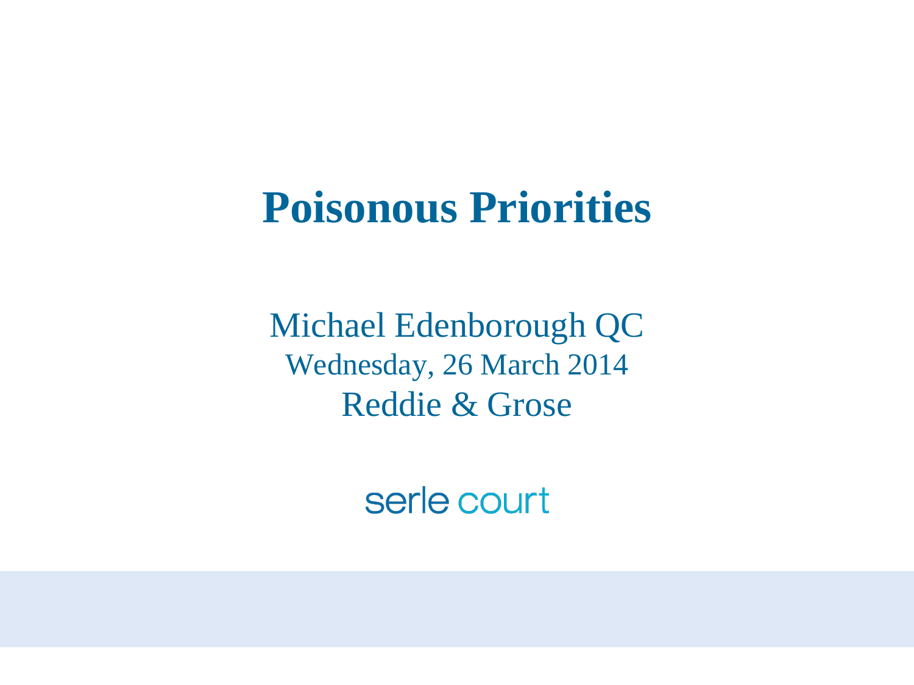# Poisonous Priorities

Michael Edenborough QC

Wednesday, 26 March 2014

Reddie & Grose

serle court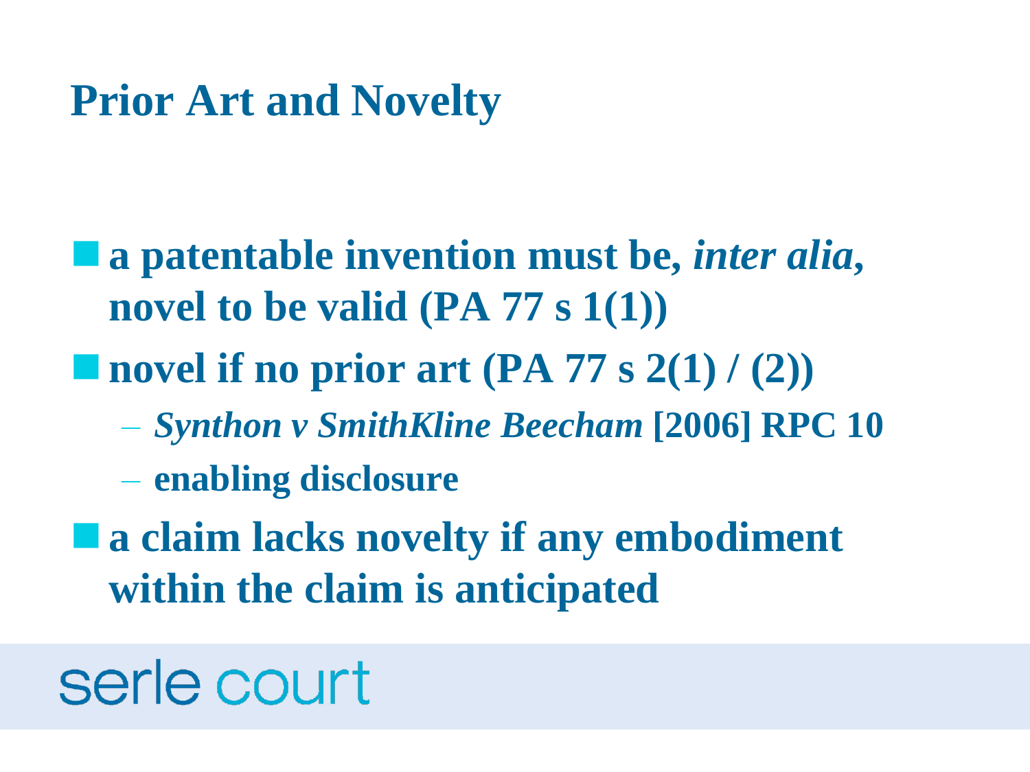# Prior Art and Novelty

- **a patentable invention must be, *inter alia*, novel to be valid (PA 77 s 1(1))**
- **novel if no prior art (PA 77 s 2(1) / (2))**
  - ***Synthon v SmithKline Beecham* [2006] RPC 10**
  - **enabling disclosure**
- **a claim lacks novelty if any embodiment within the claim is anticipated**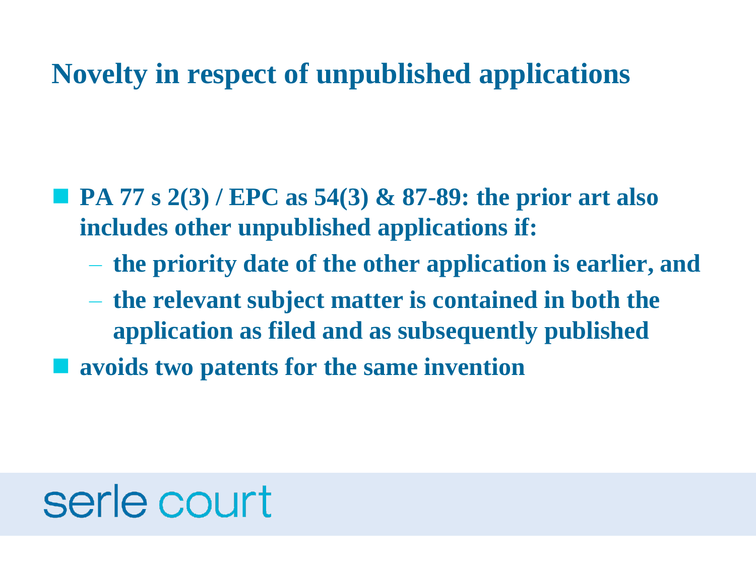# Novelty in respect of unpublished applications

- **PA 77 s 2(3) / EPC as 54(3) & 87-89: the prior art also includes other unpublished applications if:**
  - **the priority date of the other application is earlier, and**
  - **the relevant subject matter is contained in both the application as filed and as subsequently published**
- **avoids two patents for the same invention**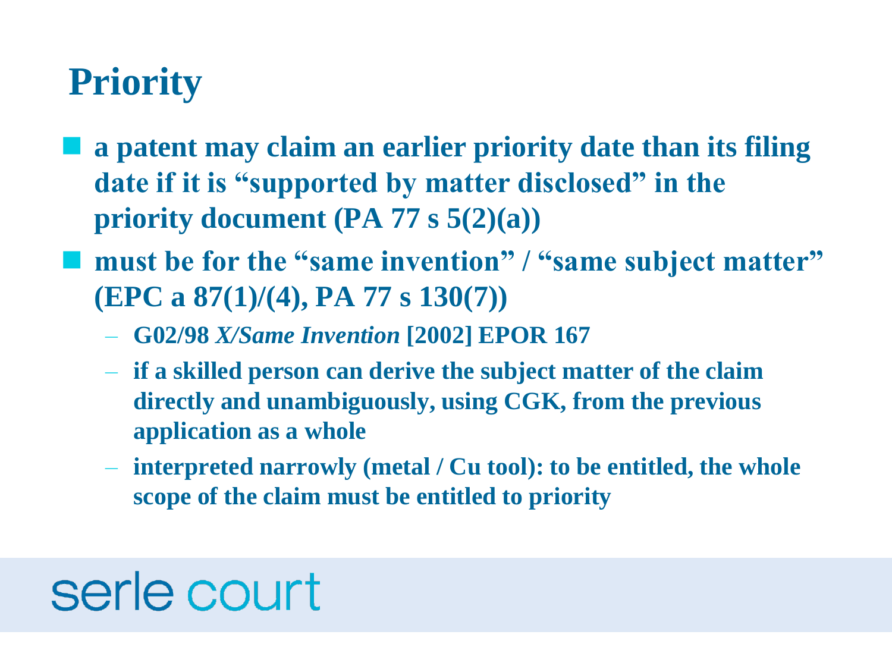# Priority

- **a patent may claim an earlier priority date than its filing date if it is "supported by matter disclosed" in the priority document (PA 77 s 5(2)(a))**
- **must be for the "same invention" / "same subject matter" (EPC a 87(1)/(4), PA 77 s 130(7))**
  - **G02/98 *X/Same Invention* [2002] EPOR 167**
  - **if a skilled person can derive the subject matter of the claim directly and unambiguously, using CGK, from the previous application as a whole**
  - **interpreted narrowly (metal / Cu tool): to be entitled, the whole scope of the claim must be entitled to priority**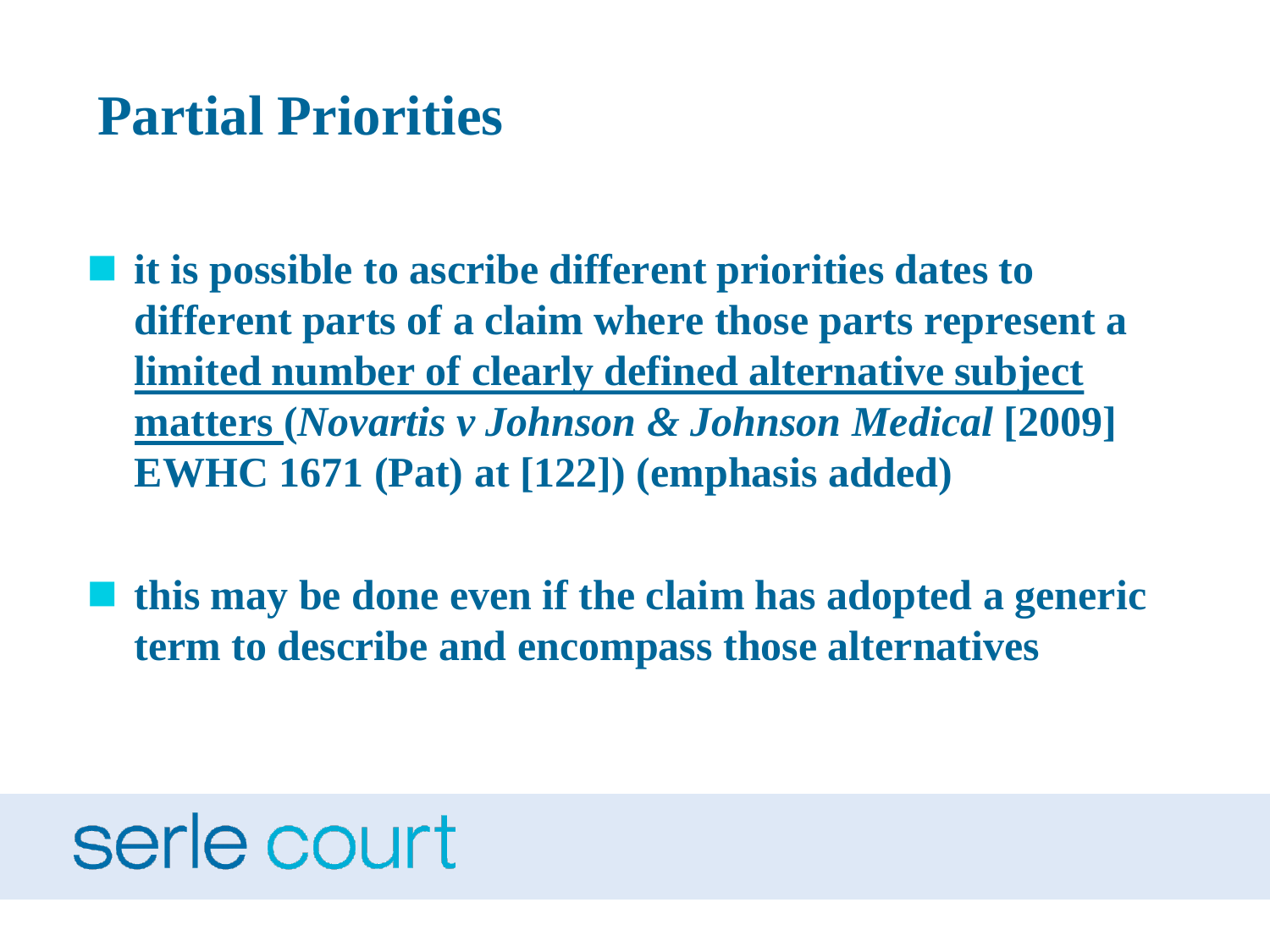# Partial Priorities

- **it is possible to ascribe different priorities dates to different parts of a claim where those parts represent a <u>limited number of clearly defined alternative subject matters</u> (*Novartis v Johnson & Johnson Medical* [2009] EWHC 1671 (Pat) at [122]) (emphasis added)**

- **this may be done even if the claim has adopted a generic term to describe and encompass those alternatives**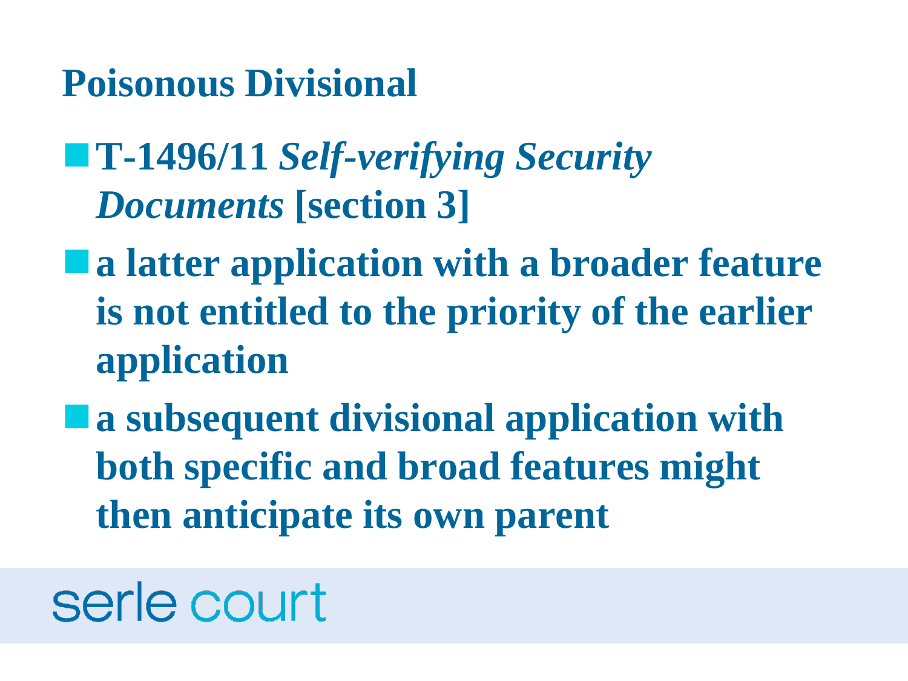# Poisonous Divisional

- **T-1496/11** ***Self-verifying Security Documents*** **[section 3]**
- **a latter application with a broader feature is not entitled to the priority of the earlier application**
- **a subsequent divisional application with both specific and broad features might then anticipate its own parent**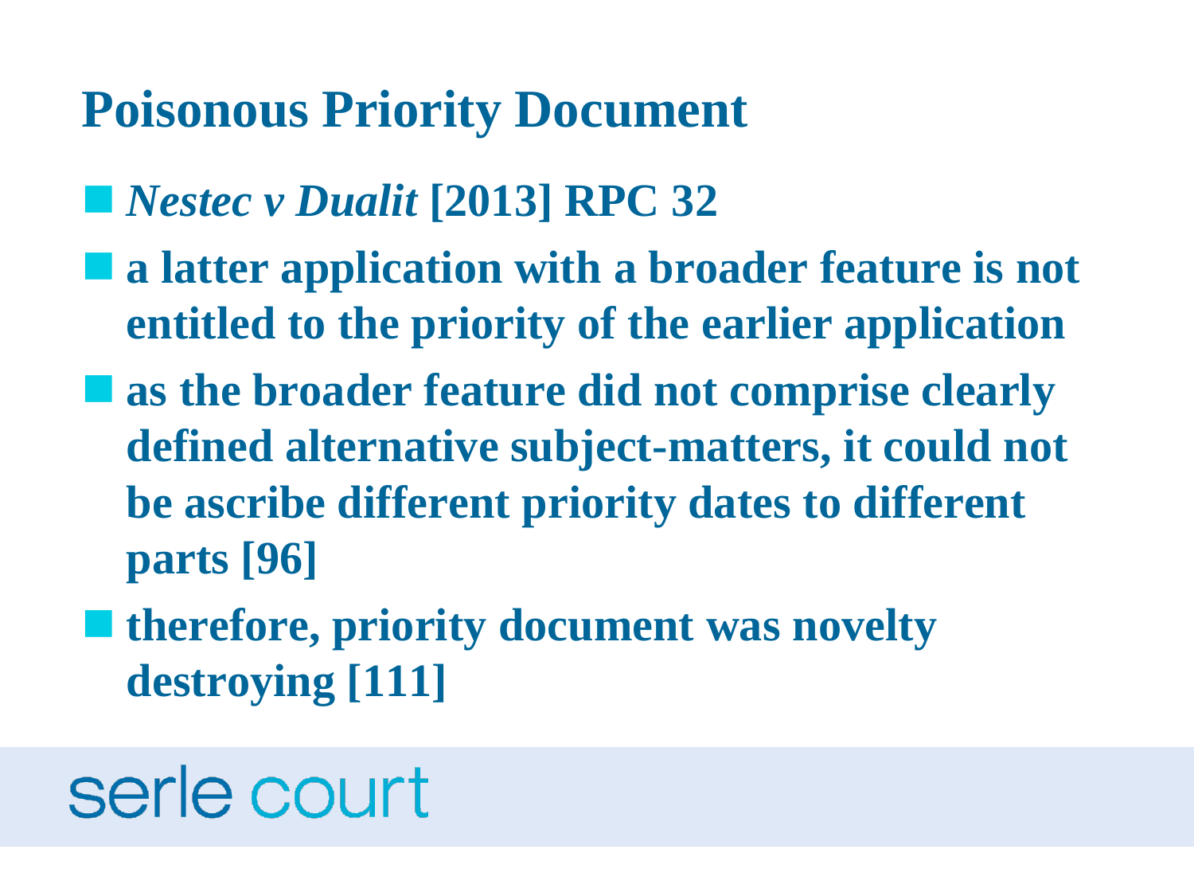# Poisonous Priority Document

- *Nestec v Dualit* [2013] RPC 32
- a latter application with a broader feature is not entitled to the priority of the earlier application
- as the broader feature did not comprise clearly defined alternative subject-matters, it could not be ascribe different priority dates to different parts [96]
- therefore, priority document was novelty destroying [111]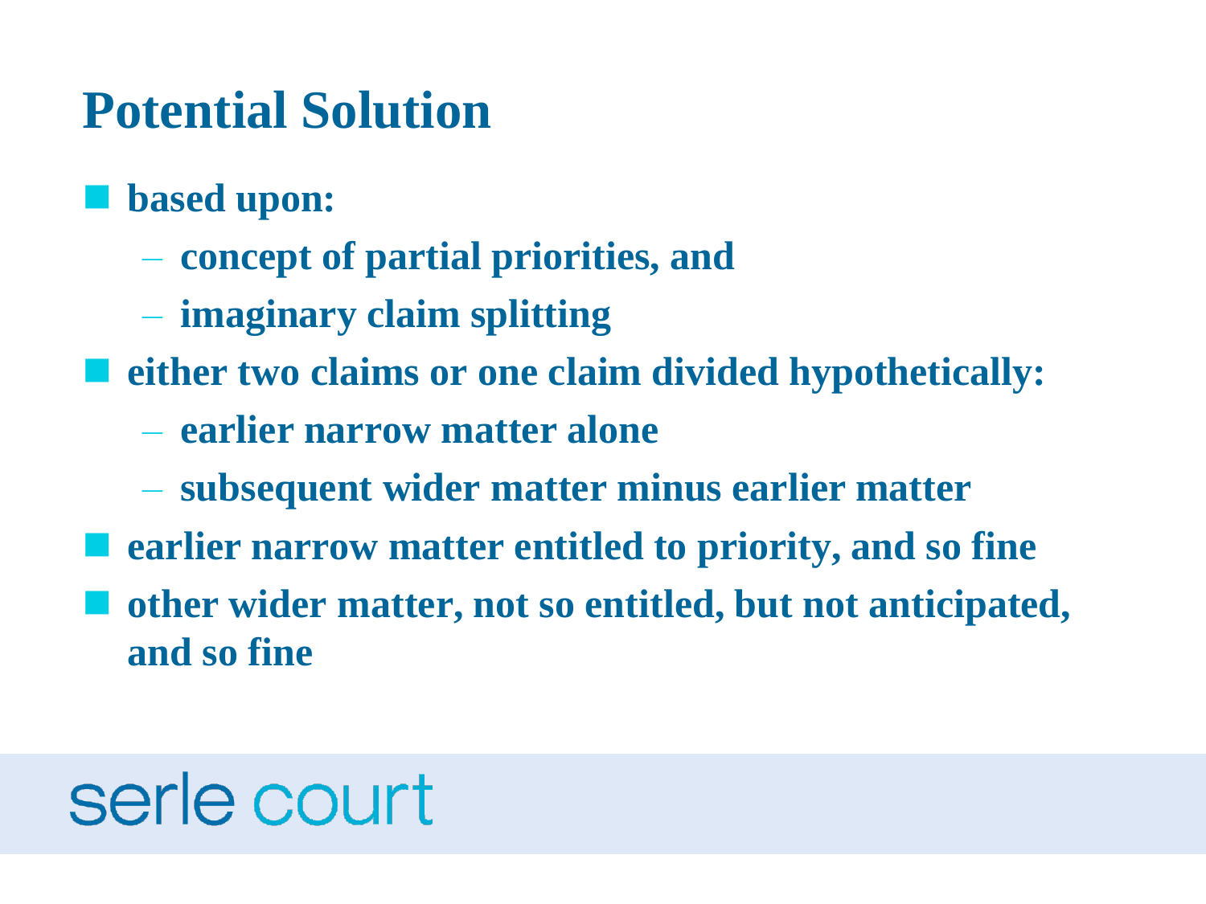# Potential Solution

- **based upon:**
  - **concept of partial priorities, and**
  - **imaginary claim splitting**
- **either two claims or one claim divided hypothetically:**
  - **earlier narrow matter alone**
  - **subsequent wider matter minus earlier matter**
- **earlier narrow matter entitled to priority, and so fine**
- **other wider matter, not so entitled, but not anticipated, and so fine**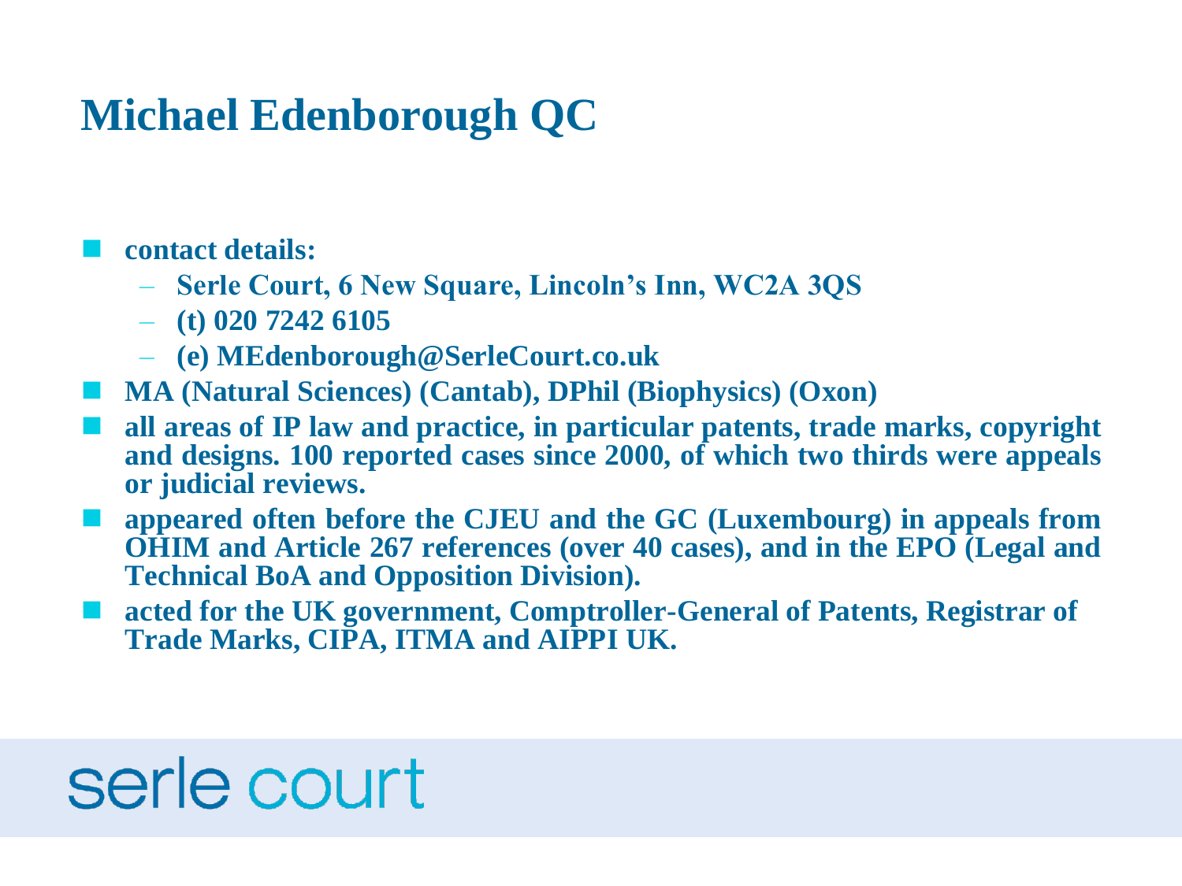# Michael Edenborough QC

- **contact details:**
  - **Serle Court, 6 New Square, Lincoln's Inn, WC2A 3QS**
  - **(t) 020 7242 6105**
  - **(e) MEdenborough@SerleCourt.co.uk**
- **MA (Natural Sciences) (Cantab), DPhil (Biophysics) (Oxon)**
- **all areas of IP law and practice, in particular patents, trade marks, copyright and designs. 100 reported cases since 2000, of which two thirds were appeals or judicial reviews.**
- **appeared often before the CJEU and the GC (Luxembourg) in appeals from OHIM and Article 267 references (over 40 cases), and in the EPO (Legal and Technical BoA and Opposition Division).**
- **acted for the UK government, Comptroller-General of Patents, Registrar of Trade Marks, CIPA, ITMA and AIPPI UK.**

serle court